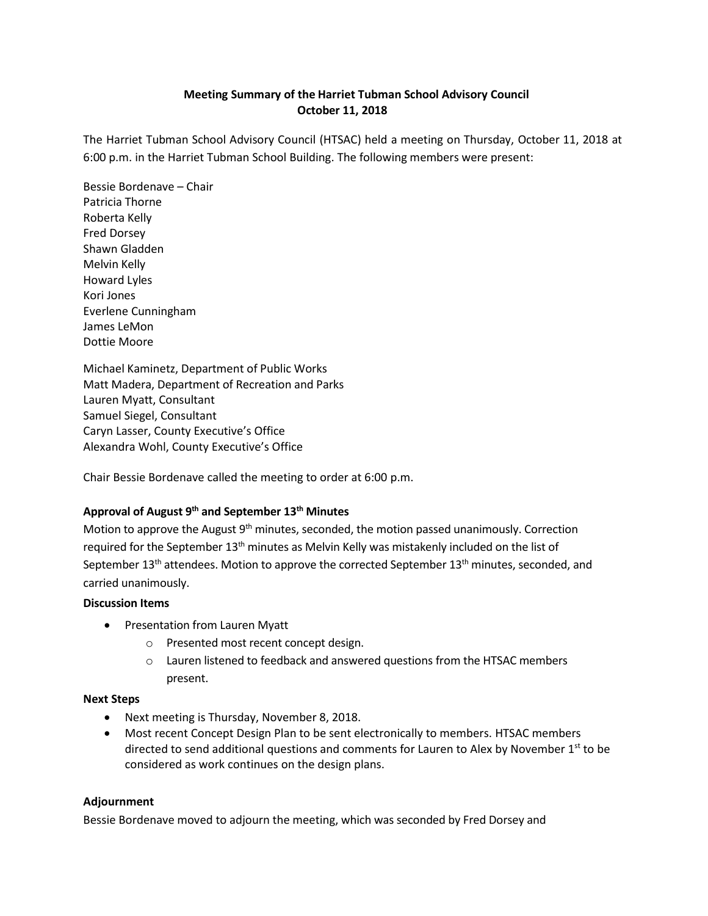**Meeting Summary of the Harriet Tubman School Advisory Council**
**October 11, 2018**

The Harriet Tubman School Advisory Council (HTSAC) held a meeting on Thursday, October 11, 2018 at 6:00 p.m. in the Harriet Tubman School Building. The following members were present:

Bessie Bordenave – Chair
Patricia Thorne
Roberta Kelly
Fred Dorsey
Shawn Gladden
Melvin Kelly
Howard Lyles
Kori Jones
Everlene Cunningham
James LeMon
Dottie Moore

Michael Kaminetz, Department of Public Works
Matt Madera, Department of Recreation and Parks
Lauren Myatt, Consultant
Samuel Siegel, Consultant
Caryn Lasser, County Executive's Office
Alexandra Wohl, County Executive's Office

Chair Bessie Bordenave called the meeting to order at 6:00 p.m.

**Approval of August 9th and September 13th Minutes**

Motion to approve the August 9th minutes, seconded, the motion passed unanimously. Correction required for the September 13th minutes as Melvin Kelly was mistakenly included on the list of September 13th attendees. Motion to approve the corrected September 13th minutes, seconded, and carried unanimously.

**Discussion Items**

- Presentation from Lauren Myatt
  - Presented most recent concept design.
  - Lauren listened to feedback and answered questions from the HTSAC members present.

**Next Steps**

- Next meeting is Thursday, November 8, 2018.
- Most recent Concept Design Plan to be sent electronically to members. HTSAC members directed to send additional questions and comments for Lauren to Alex by November 1st to be considered as work continues on the design plans.

**Adjournment**

Bessie Bordenave moved to adjourn the meeting, which was seconded by Fred Dorsey and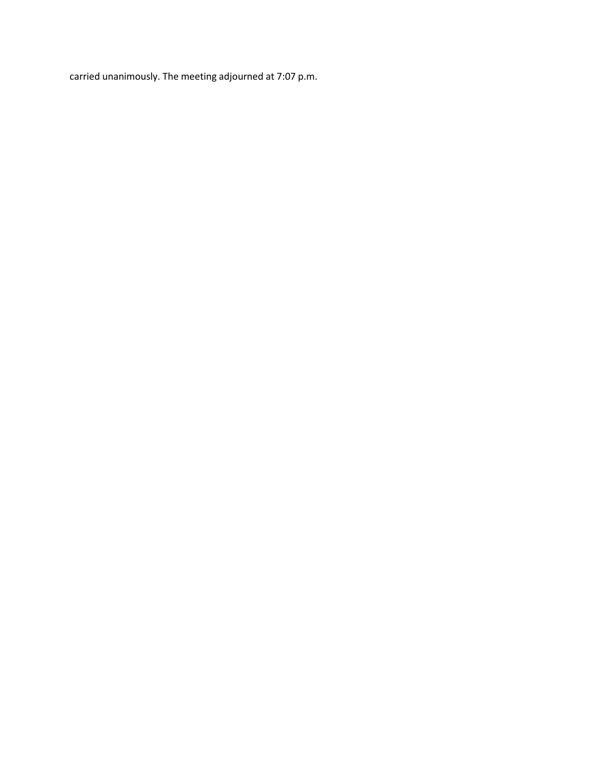carried unanimously. The meeting adjourned at 7:07 p.m.